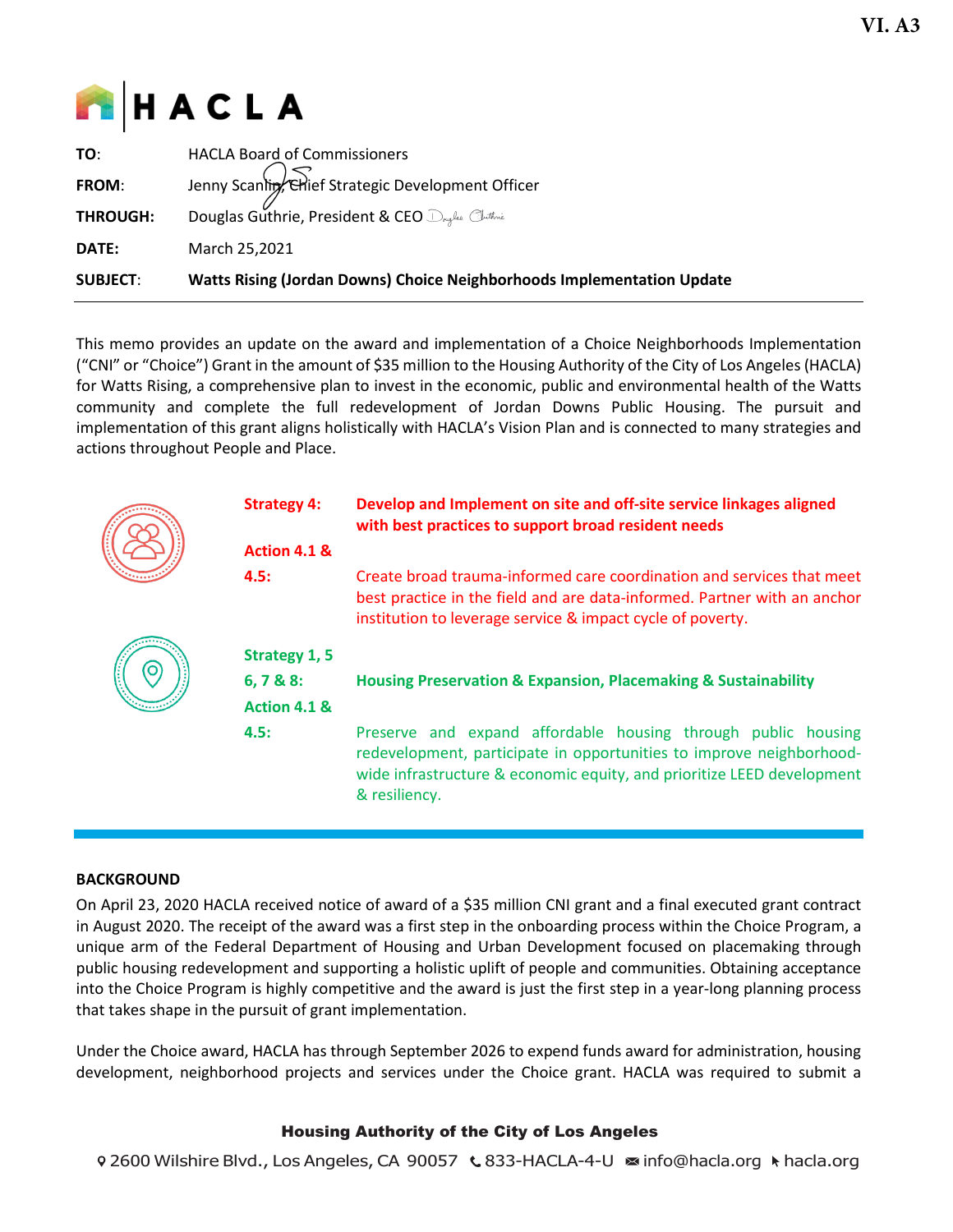VI. A3

HACLA

| | |
|---|---|
| **TO**: | HACLA Board of Commissioners |
| **FROM**: | Jenny Scanlin, Chief Strategic Development Officer |
| **THROUGH:** | Douglas Guthrie, President & CEO |
| **DATE:** | March 25,2021 |
| **SUBJECT**: | **Watts Rising (Jordan Downs) Choice Neighborhoods Implementation Update** |

This memo provides an update on the award and implementation of a Choice Neighborhoods Implementation ("CNI" or "Choice") Grant in the amount of $35 million to the Housing Authority of the City of Los Angeles (HACLA) for Watts Rising, a comprehensive plan to invest in the economic, public and environmental health of the Watts community and complete the full redevelopment of Jordan Downs Public Housing. The pursuit and implementation of this grant aligns holistically with HACLA's Vision Plan and is connected to many strategies and actions throughout People and Place.

**Strategy 4:** **Develop and Implement on site and off-site service linkages aligned with best practices to support broad resident needs**

**Action 4.1 & 4.5:** Create broad trauma-informed care coordination and services that meet best practice in the field and are data-informed. Partner with an anchor institution to leverage service & impact cycle of poverty.

**Strategy 1, 5 6, 7 & 8:** **Housing Preservation & Expansion, Placemaking & Sustainability**

**Action 4.1 & 4.5:** Preserve and expand affordable housing through public housing redevelopment, participate in opportunities to improve neighborhood-wide infrastructure & economic equity, and prioritize LEED development & resiliency.

## BACKGROUND

On April 23, 2020 HACLA received notice of award of a $35 million CNI grant and a final executed grant contract in August 2020. The receipt of the award was a first step in the onboarding process within the Choice Program, a unique arm of the Federal Department of Housing and Urban Development focused on placemaking through public housing redevelopment and supporting a holistic uplift of people and communities. Obtaining acceptance into the Choice Program is highly competitive and the award is just the first step in a year-long planning process that takes shape in the pursuit of grant implementation.

Under the Choice award, HACLA has through September 2026 to expend funds award for administration, housing development, neighborhood projects and services under the Choice grant. HACLA was required to submit a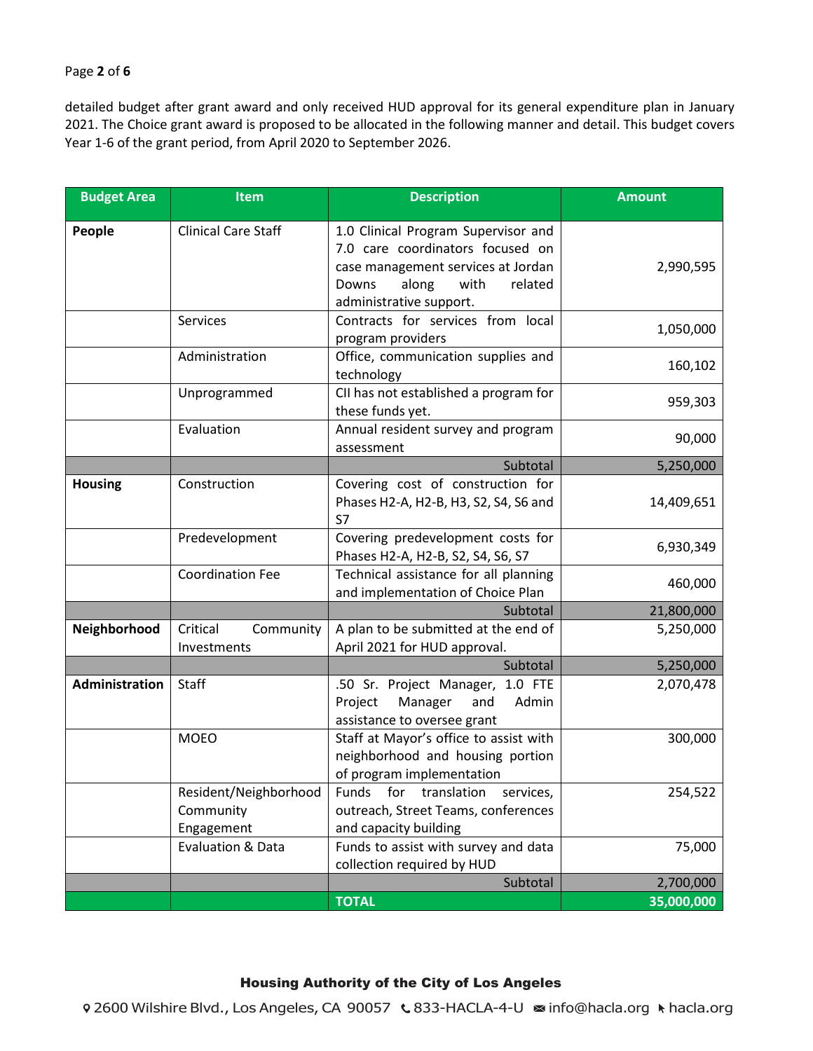detailed budget after grant award and only received HUD approval for its general expenditure plan in January 2021. The Choice grant award is proposed to be allocated in the following manner and detail. This budget covers Year 1-6 of the grant period, from April 2020 to September 2026.

| Budget Area | Item | Description | Amount |
|---|---|---|---|
| **People** | Clinical Care Staff | 1.0 Clinical Program Supervisor and 7.0 care coordinators focused on case management services at Jordan Downs along with related administrative support. | 2,990,595 |
| | Services | Contracts for services from local program providers | 1,050,000 |
| | Administration | Office, communication supplies and technology | 160,102 |
| | Unprogrammed | CII has not established a program for these funds yet. | 959,303 |
| | Evaluation | Annual resident survey and program assessment | 90,000 |
| | | Subtotal | 5,250,000 |
| **Housing** | Construction | Covering cost of construction for Phases H2-A, H2-B, H3, S2, S4, S6 and S7 | 14,409,651 |
| | Predevelopment | Covering predevelopment costs for Phases H2-A, H2-B, S2, S4, S6, S7 | 6,930,349 |
| | Coordination Fee | Technical assistance for all planning and implementation of Choice Plan | 460,000 |
| | | Subtotal | 21,800,000 |
| **Neighborhood** | Critical Community Investments | A plan to be submitted at the end of April 2021 for HUD approval. | 5,250,000 |
| | | Subtotal | 5,250,000 |
| **Administration** | Staff | .50 Sr. Project Manager, 1.0 FTE Project Manager and Admin assistance to oversee grant | 2,070,478 |
| | MOEO | Staff at Mayor's office to assist with neighborhood and housing portion of program implementation | 300,000 |
| | Resident/Neighborhood Community Engagement | Funds for translation services, outreach, Street Teams, conferences and capacity building | 254,522 |
| | Evaluation & Data | Funds to assist with survey and data collection required by HUD | 75,000 |
| | | Subtotal | 2,700,000 |
| | | **TOTAL** | **35,000,000** |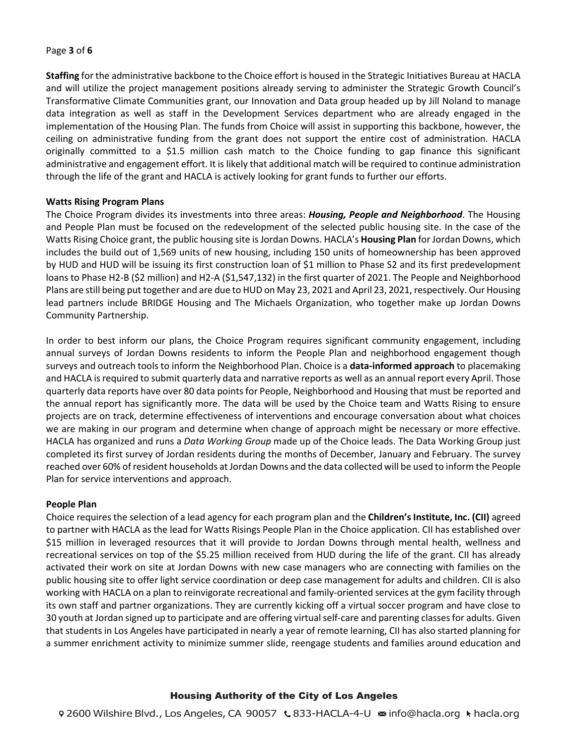**Staffing** for the administrative backbone to the Choice effort is housed in the Strategic Initiatives Bureau at HACLA and will utilize the project management positions already serving to administer the Strategic Growth Council's Transformative Climate Communities grant, our Innovation and Data group headed up by Jill Noland to manage data integration as well as staff in the Development Services department who are already engaged in the implementation of the Housing Plan. The funds from Choice will assist in supporting this backbone, however, the ceiling on administrative funding from the grant does not support the entire cost of administration. HACLA originally committed to a $1.5 million cash match to the Choice funding to gap finance this significant administrative and engagement effort. It is likely that additional match will be required to continue administration through the life of the grant and HACLA is actively looking for grant funds to further our efforts.

**Watts Rising Program Plans**

The Choice Program divides its investments into three areas: ***Housing, People and Neighborhood***. The Housing and People Plan must be focused on the redevelopment of the selected public housing site. In the case of the Watts Rising Choice grant, the public housing site is Jordan Downs. HACLA's **Housing Plan** for Jordan Downs, which includes the build out of 1,569 units of new housing, including 150 units of homeownership has been approved by HUD and HUD will be issuing its first construction loan of $1 million to Phase S2 and its first predevelopment loans to Phase H2-B ($2 million) and H2-A ($1,547,132) in the first quarter of 2021. The People and Neighborhood Plans are still being put together and are due to HUD on May 23, 2021 and April 23, 2021, respectively. Our Housing lead partners include BRIDGE Housing and The Michaels Organization, who together make up Jordan Downs Community Partnership.

In order to best inform our plans, the Choice Program requires significant community engagement, including annual surveys of Jordan Downs residents to inform the People Plan and neighborhood engagement though surveys and outreach tools to inform the Neighborhood Plan. Choice is a **data-informed approach** to placemaking and HACLA is required to submit quarterly data and narrative reports as well as an annual report every April. Those quarterly data reports have over 80 data points for People, Neighborhood and Housing that must be reported and the annual report has significantly more. The data will be used by the Choice team and Watts Rising to ensure projects are on track, determine effectiveness of interventions and encourage conversation about what choices we are making in our program and determine when change of approach might be necessary or more effective. HACLA has organized and runs a *Data Working Group* made up of the Choice leads. The Data Working Group just completed its first survey of Jordan residents during the months of December, January and February. The survey reached over 60% of resident households at Jordan Downs and the data collected will be used to inform the People Plan for service interventions and approach.

**People Plan**

Choice requires the selection of a lead agency for each program plan and the **Children's Institute, Inc. (CII)** agreed to partner with HACLA as the lead for Watts Risings People Plan in the Choice application. CII has established over $15 million in leveraged resources that it will provide to Jordan Downs through mental health, wellness and recreational services on top of the $5.25 million received from HUD during the life of the grant. CII has already activated their work on site at Jordan Downs with new case managers who are connecting with families on the public housing site to offer light service coordination or deep case management for adults and children. CII is also working with HACLA on a plan to reinvigorate recreational and family-oriented services at the gym facility through its own staff and partner organizations. They are currently kicking off a virtual soccer program and have close to 30 youth at Jordan signed up to participate and are offering virtual self-care and parenting classes for adults. Given that students in Los Angeles have participated in nearly a year of remote learning, CII has also started planning for a summer enrichment activity to minimize summer slide, reengage students and families around education and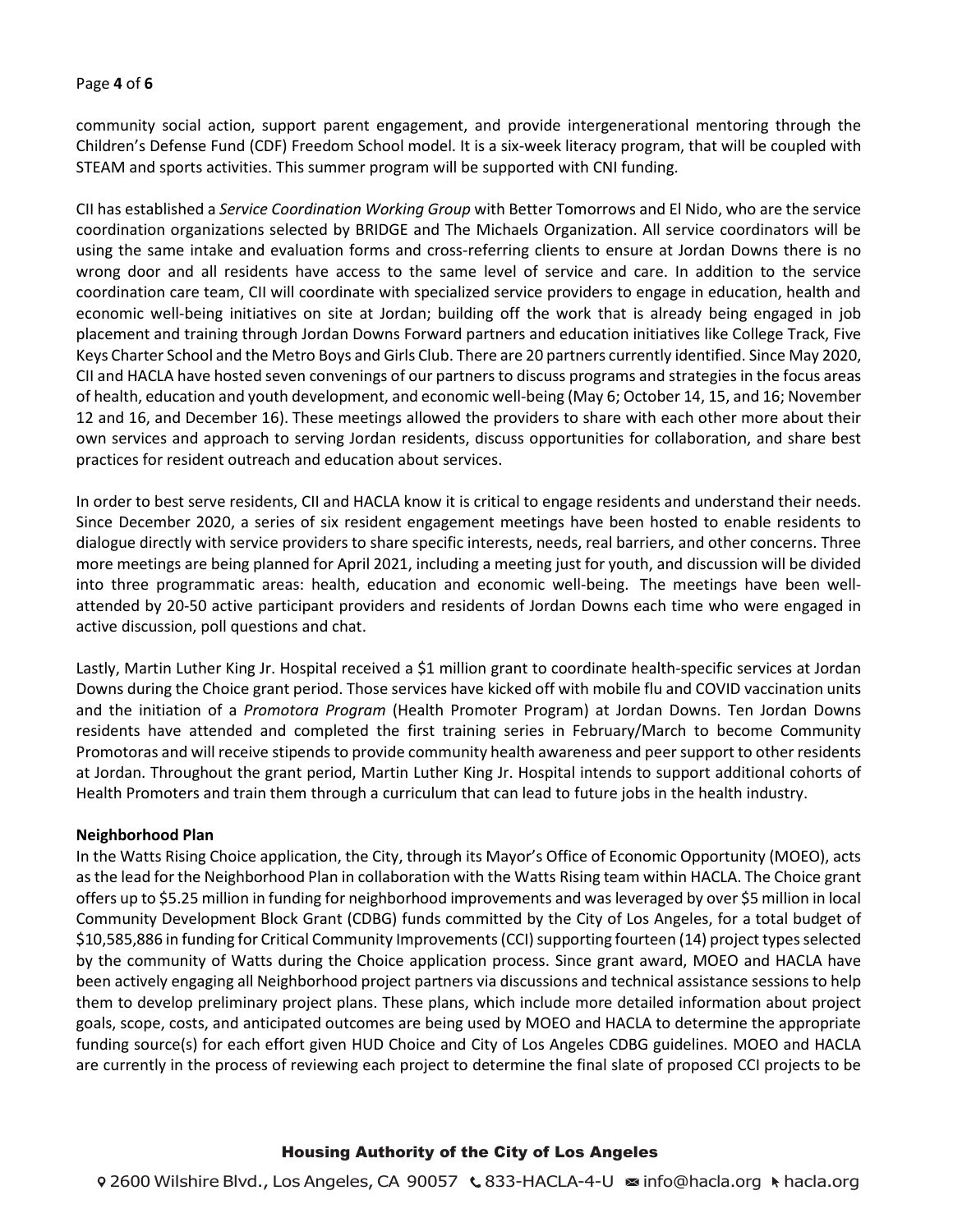community social action, support parent engagement, and provide intergenerational mentoring through the Children's Defense Fund (CDF) Freedom School model. It is a six-week literacy program, that will be coupled with STEAM and sports activities. This summer program will be supported with CNI funding.

CII has established a *Service Coordination Working Group* with Better Tomorrows and El Nido, who are the service coordination organizations selected by BRIDGE and The Michaels Organization. All service coordinators will be using the same intake and evaluation forms and cross-referring clients to ensure at Jordan Downs there is no wrong door and all residents have access to the same level of service and care. In addition to the service coordination care team, CII will coordinate with specialized service providers to engage in education, health and economic well-being initiatives on site at Jordan; building off the work that is already being engaged in job placement and training through Jordan Downs Forward partners and education initiatives like College Track, Five Keys Charter School and the Metro Boys and Girls Club. There are 20 partners currently identified. Since May 2020, CII and HACLA have hosted seven convenings of our partners to discuss programs and strategies in the focus areas of health, education and youth development, and economic well-being (May 6; October 14, 15, and 16; November 12 and 16, and December 16). These meetings allowed the providers to share with each other more about their own services and approach to serving Jordan residents, discuss opportunities for collaboration, and share best practices for resident outreach and education about services.

In order to best serve residents, CII and HACLA know it is critical to engage residents and understand their needs. Since December 2020, a series of six resident engagement meetings have been hosted to enable residents to dialogue directly with service providers to share specific interests, needs, real barriers, and other concerns. Three more meetings are being planned for April 2021, including a meeting just for youth, and discussion will be divided into three programmatic areas: health, education and economic well-being. The meetings have been well-attended by 20-50 active participant providers and residents of Jordan Downs each time who were engaged in active discussion, poll questions and chat.

Lastly, Martin Luther King Jr. Hospital received a $1 million grant to coordinate health-specific services at Jordan Downs during the Choice grant period. Those services have kicked off with mobile flu and COVID vaccination units and the initiation of a *Promotora Program* (Health Promoter Program) at Jordan Downs. Ten Jordan Downs residents have attended and completed the first training series in February/March to become Community Promotoras and will receive stipends to provide community health awareness and peer support to other residents at Jordan. Throughout the grant period, Martin Luther King Jr. Hospital intends to support additional cohorts of Health Promoters and train them through a curriculum that can lead to future jobs in the health industry.

**Neighborhood Plan**

In the Watts Rising Choice application, the City, through its Mayor's Office of Economic Opportunity (MOEO), acts as the lead for the Neighborhood Plan in collaboration with the Watts Rising team within HACLA. The Choice grant offers up to $5.25 million in funding for neighborhood improvements and was leveraged by over $5 million in local Community Development Block Grant (CDBG) funds committed by the City of Los Angeles, for a total budget of $10,585,886 in funding for Critical Community Improvements (CCI) supporting fourteen (14) project types selected by the community of Watts during the Choice application process. Since grant award, MOEO and HACLA have been actively engaging all Neighborhood project partners via discussions and technical assistance sessions to help them to develop preliminary project plans. These plans, which include more detailed information about project goals, scope, costs, and anticipated outcomes are being used by MOEO and HACLA to determine the appropriate funding source(s) for each effort given HUD Choice and City of Los Angeles CDBG guidelines. MOEO and HACLA are currently in the process of reviewing each project to determine the final slate of proposed CCI projects to be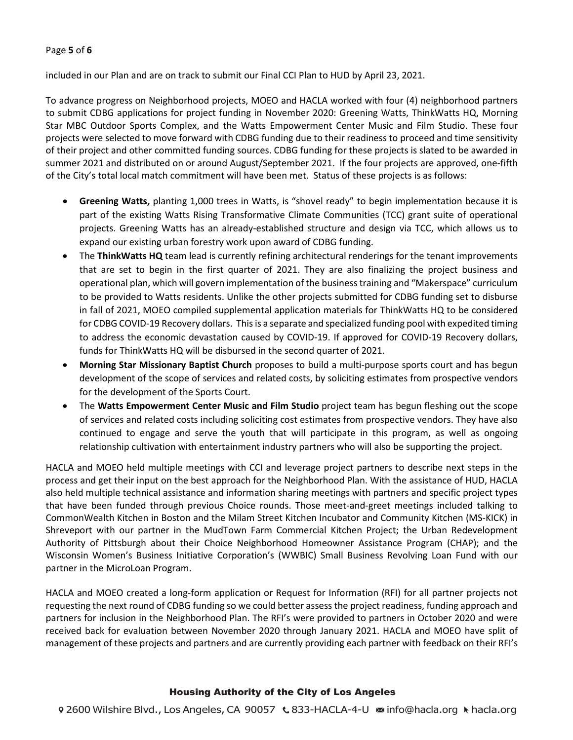included in our Plan and are on track to submit our Final CCI Plan to HUD by April 23, 2021.

To advance progress on Neighborhood projects, MOEO and HACLA worked with four (4) neighborhood partners to submit CDBG applications for project funding in November 2020: Greening Watts, ThinkWatts HQ, Morning Star MBC Outdoor Sports Complex, and the Watts Empowerment Center Music and Film Studio. These four projects were selected to move forward with CDBG funding due to their readiness to proceed and time sensitivity of their project and other committed funding sources. CDBG funding for these projects is slated to be awarded in summer 2021 and distributed on or around August/September 2021. If the four projects are approved, one-fifth of the City's total local match commitment will have been met. Status of these projects is as follows:

- **Greening Watts,** planting 1,000 trees in Watts, is "shovel ready" to begin implementation because it is part of the existing Watts Rising Transformative Climate Communities (TCC) grant suite of operational projects. Greening Watts has an already-established structure and design via TCC, which allows us to expand our existing urban forestry work upon award of CDBG funding.
- The **ThinkWatts HQ** team lead is currently refining architectural renderings for the tenant improvements that are set to begin in the first quarter of 2021. They are also finalizing the project business and operational plan, which will govern implementation of the business training and "Makerspace" curriculum to be provided to Watts residents. Unlike the other projects submitted for CDBG funding set to disburse in fall of 2021, MOEO compiled supplemental application materials for ThinkWatts HQ to be considered for CDBG COVID-19 Recovery dollars. This is a separate and specialized funding pool with expedited timing to address the economic devastation caused by COVID-19. If approved for COVID-19 Recovery dollars, funds for ThinkWatts HQ will be disbursed in the second quarter of 2021.
- **Morning Star Missionary Baptist Church** proposes to build a multi-purpose sports court and has begun development of the scope of services and related costs, by soliciting estimates from prospective vendors for the development of the Sports Court.
- The **Watts Empowerment Center Music and Film Studio** project team has begun fleshing out the scope of services and related costs including soliciting cost estimates from prospective vendors. They have also continued to engage and serve the youth that will participate in this program, as well as ongoing relationship cultivation with entertainment industry partners who will also be supporting the project.

HACLA and MOEO held multiple meetings with CCI and leverage project partners to describe next steps in the process and get their input on the best approach for the Neighborhood Plan. With the assistance of HUD, HACLA also held multiple technical assistance and information sharing meetings with partners and specific project types that have been funded through previous Choice rounds. Those meet-and-greet meetings included talking to CommonWealth Kitchen in Boston and the Milam Street Kitchen Incubator and Community Kitchen (MS-KICK) in Shreveport with our partner in the MudTown Farm Commercial Kitchen Project; the Urban Redevelopment Authority of Pittsburgh about their Choice Neighborhood Homeowner Assistance Program (CHAP); and the Wisconsin Women's Business Initiative Corporation's (WWBIC) Small Business Revolving Loan Fund with our partner in the MicroLoan Program.

HACLA and MOEO created a long-form application or Request for Information (RFI) for all partner projects not requesting the next round of CDBG funding so we could better assess the project readiness, funding approach and partners for inclusion in the Neighborhood Plan. The RFI's were provided to partners in October 2020 and were received back for evaluation between November 2020 through January 2021. HACLA and MOEO have split of management of these projects and partners and are currently providing each partner with feedback on their RFI's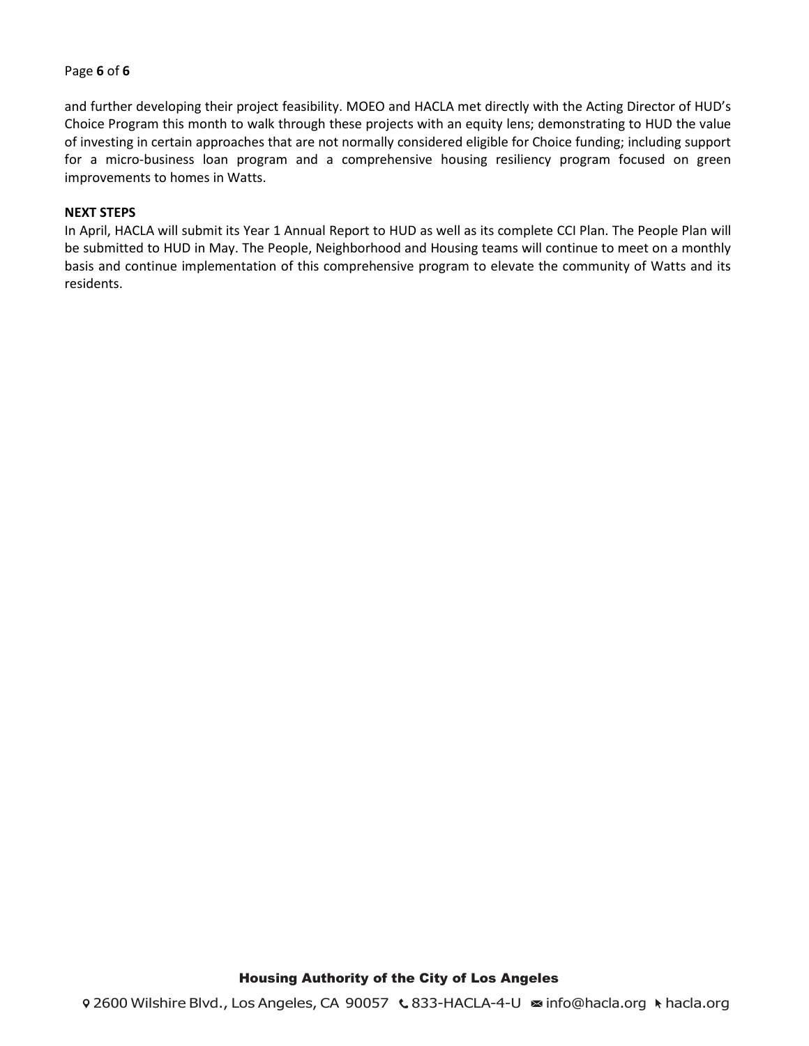and further developing their project feasibility. MOEO and HACLA met directly with the Acting Director of HUD's Choice Program this month to walk through these projects with an equity lens; demonstrating to HUD the value of investing in certain approaches that are not normally considered eligible for Choice funding; including support for a micro-business loan program and a comprehensive housing resiliency program focused on green improvements to homes in Watts.

**NEXT STEPS**

In April, HACLA will submit its Year 1 Annual Report to HUD as well as its complete CCI Plan. The People Plan will be submitted to HUD in May. The People, Neighborhood and Housing teams will continue to meet on a monthly basis and continue implementation of this comprehensive program to elevate the community of Watts and its residents.